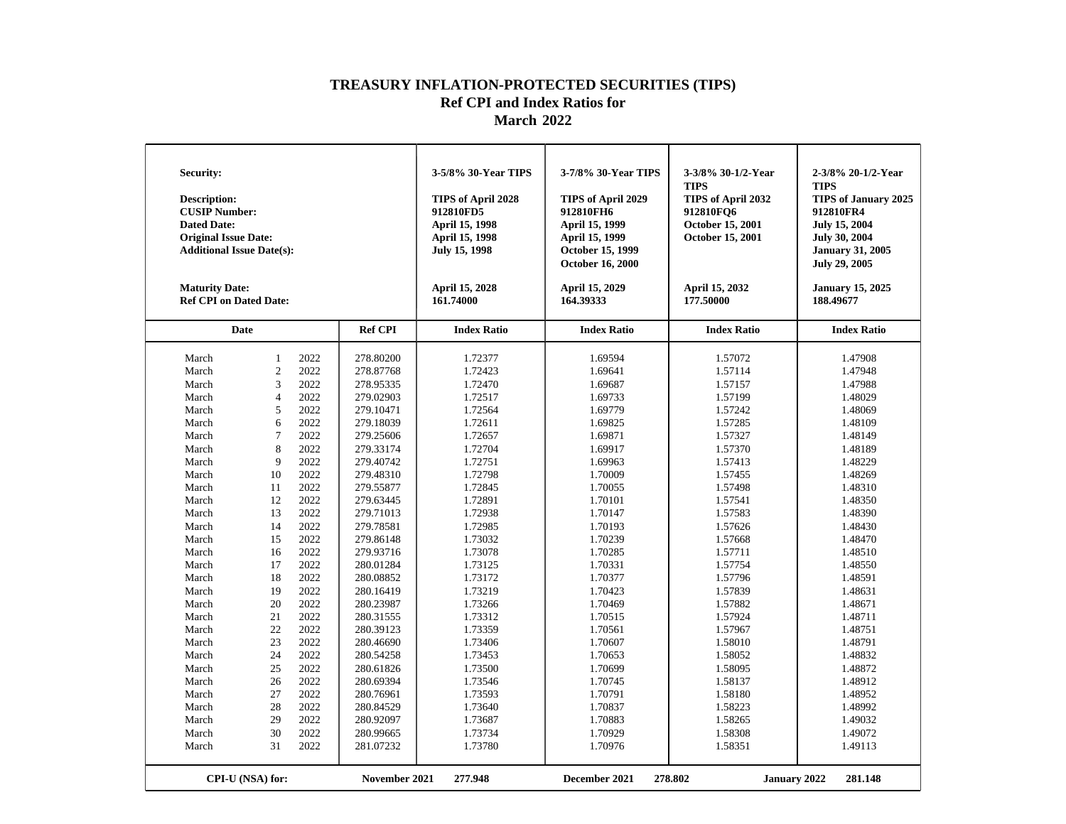# TREASURY INFLATION-PROTECTED SECURITIES (TIPS)
## Ref CPI and Index Ratios for
## March 2022

| Security: | | 3-5/8% 30-Year TIPS | 3-7/8% 30-Year TIPS | 3-3/8% 30-1/2-Year TIPS | 2-3/8% 20-1/2-Year TIPS |
|---|---|---|---|---|---|
| Description: | | TIPS of April 2028 | TIPS of April 2029 | TIPS of April 2032 | TIPS of January 2025 |
| CUSIP Number: | | 912810FD5 | 912810FH6 | 912810FQ6 | 912810FR4 |
| Dated Date: | | April 15, 1998 | April 15, 1999 | October 15, 2001 | July 15, 2004 |
| Original Issue Date: | | April 15, 1998 | April 15, 1999 | October 15, 2001 | July 30, 2004 |
| Additional Issue Date(s): | | July 15, 1998 | October 15, 1999<br>October 16, 2000 | | January 31, 2005<br>July 29, 2005 |
| Maturity Date: | | April 15, 2028 | April 15, 2029 | April 15, 2032 | January 15, 2025 |
| Ref CPI on Dated Date: | | 161.74000 | 164.39333 | 177.50000 | 188.49677 |
| **Date** | **Ref CPI** | **Index Ratio** | **Index Ratio** | **Index Ratio** | **Index Ratio** |
| March 1 2022 | 278.80200 | 1.72377 | 1.69594 | 1.57072 | 1.47908 |
| March 2 2022 | 278.87768 | 1.72423 | 1.69641 | 1.57114 | 1.47948 |
| March 3 2022 | 278.95335 | 1.72470 | 1.69687 | 1.57157 | 1.47988 |
| March 4 2022 | 279.02903 | 1.72517 | 1.69733 | 1.57199 | 1.48029 |
| March 5 2022 | 279.10471 | 1.72564 | 1.69779 | 1.57242 | 1.48069 |
| March 6 2022 | 279.18039 | 1.72611 | 1.69825 | 1.57285 | 1.48109 |
| March 7 2022 | 279.25606 | 1.72657 | 1.69871 | 1.57327 | 1.48149 |
| March 8 2022 | 279.33174 | 1.72704 | 1.69917 | 1.57370 | 1.48189 |
| March 9 2022 | 279.40742 | 1.72751 | 1.69963 | 1.57413 | 1.48229 |
| March 10 2022 | 279.48310 | 1.72798 | 1.70009 | 1.57455 | 1.48269 |
| March 11 2022 | 279.55877 | 1.72845 | 1.70055 | 1.57498 | 1.48310 |
| March 12 2022 | 279.63445 | 1.72891 | 1.70101 | 1.57541 | 1.48350 |
| March 13 2022 | 279.71013 | 1.72938 | 1.70147 | 1.57583 | 1.48390 |
| March 14 2022 | 279.78581 | 1.72985 | 1.70193 | 1.57626 | 1.48430 |
| March 15 2022 | 279.86148 | 1.73032 | 1.70239 | 1.57668 | 1.48470 |
| March 16 2022 | 279.93716 | 1.73078 | 1.70285 | 1.57711 | 1.48510 |
| March 17 2022 | 280.01284 | 1.73125 | 1.70331 | 1.57754 | 1.48550 |
| March 18 2022 | 280.08852 | 1.73172 | 1.70377 | 1.57796 | 1.48591 |
| March 19 2022 | 280.16419 | 1.73219 | 1.70423 | 1.57839 | 1.48631 |
| March 20 2022 | 280.23987 | 1.73266 | 1.70469 | 1.57882 | 1.48671 |
| March 21 2022 | 280.31555 | 1.73312 | 1.70515 | 1.57924 | 1.48711 |
| March 22 2022 | 280.39123 | 1.73359 | 1.70561 | 1.57967 | 1.48751 |
| March 23 2022 | 280.46690 | 1.73406 | 1.70607 | 1.58010 | 1.48791 |
| March 24 2022 | 280.54258 | 1.73453 | 1.70653 | 1.58052 | 1.48832 |
| March 25 2022 | 280.61826 | 1.73500 | 1.70699 | 1.58095 | 1.48872 |
| March 26 2022 | 280.69394 | 1.73546 | 1.70745 | 1.58137 | 1.48912 |
| March 27 2022 | 280.76961 | 1.73593 | 1.70791 | 1.58180 | 1.48952 |
| March 28 2022 | 280.84529 | 1.73640 | 1.70837 | 1.58223 | 1.48992 |
| March 29 2022 | 280.92097 | 1.73687 | 1.70883 | 1.58265 | 1.49032 |
| March 30 2022 | 280.99665 | 1.73734 | 1.70929 | 1.58308 | 1.49072 |
| March 31 2022 | 281.07232 | 1.73780 | 1.70976 | 1.58351 | 1.49113 |

**CPI-U (NSA) for:** November 2021 **277.948** | December 2021 **278.802** | January 2022 **281.148**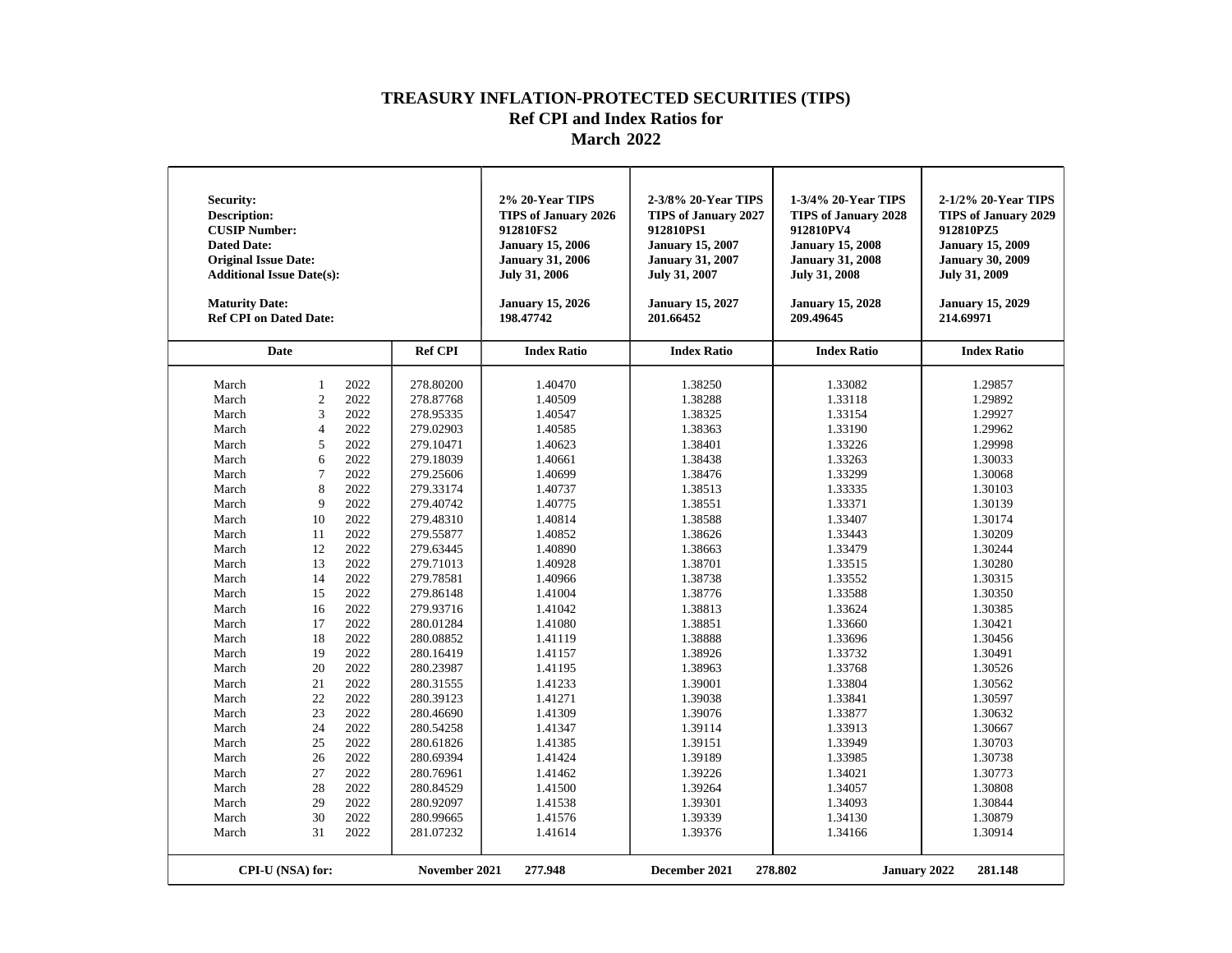# TREASURY INFLATION-PROTECTED SECURITIES (TIPS)
## Ref CPI and Index Ratios for
## March 2022

| Security: | | | | 2% 20-Year TIPS | 2-3/8% 20-Year TIPS | 1-3/4% 20-Year TIPS | 2-1/2% 20-Year TIPS |
|---|---|---|---|---|---|---|---|
| Description: | | | | TIPS of January 2026 | TIPS of January 2027 | TIPS of January 2028 | TIPS of January 2029 |
| CUSIP Number: | | | | 912810FS2 | 912810PS1 | 912810PV4 | 912810PZ5 |
| Dated Date: | | | | January 15, 2006 | January 15, 2007 | January 15, 2008 | January 15, 2009 |
| Original Issue Date: | | | | January 31, 2006 | January 31, 2007 | January 31, 2008 | January 30, 2009 |
| Additional Issue Date(s): | | | | July 31, 2006 | July 31, 2007 | July 31, 2008 | July 31, 2009 |
| Maturity Date: | | | | January 15, 2026 | January 15, 2027 | January 15, 2028 | January 15, 2029 |
| Ref CPI on Dated Date: | | | | 198.47742 | 201.66452 | 209.49645 | 214.69971 |
| **Date** | | | **Ref CPI** | **Index Ratio** | **Index Ratio** | **Index Ratio** | **Index Ratio** |
| March | 1 | 2022 | 278.80200 | 1.40470 | 1.38250 | 1.33082 | 1.29857 |
| March | 2 | 2022 | 278.87768 | 1.40509 | 1.38288 | 1.33118 | 1.29892 |
| March | 3 | 2022 | 278.95335 | 1.40547 | 1.38325 | 1.33154 | 1.29927 |
| March | 4 | 2022 | 279.02903 | 1.40585 | 1.38363 | 1.33190 | 1.29962 |
| March | 5 | 2022 | 279.10471 | 1.40623 | 1.38401 | 1.33226 | 1.29998 |
| March | 6 | 2022 | 279.18039 | 1.40661 | 1.38438 | 1.33263 | 1.30033 |
| March | 7 | 2022 | 279.25606 | 1.40699 | 1.38476 | 1.33299 | 1.30068 |
| March | 8 | 2022 | 279.33174 | 1.40737 | 1.38513 | 1.33335 | 1.30103 |
| March | 9 | 2022 | 279.40742 | 1.40775 | 1.38551 | 1.33371 | 1.30139 |
| March | 10 | 2022 | 279.48310 | 1.40814 | 1.38588 | 1.33407 | 1.30174 |
| March | 11 | 2022 | 279.55877 | 1.40852 | 1.38626 | 1.33443 | 1.30209 |
| March | 12 | 2022 | 279.63445 | 1.40890 | 1.38663 | 1.33479 | 1.30244 |
| March | 13 | 2022 | 279.71013 | 1.40928 | 1.38701 | 1.33515 | 1.30280 |
| March | 14 | 2022 | 279.78581 | 1.40966 | 1.38738 | 1.33552 | 1.30315 |
| March | 15 | 2022 | 279.86148 | 1.41004 | 1.38776 | 1.33588 | 1.30350 |
| March | 16 | 2022 | 279.93716 | 1.41042 | 1.38813 | 1.33624 | 1.30385 |
| March | 17 | 2022 | 280.01284 | 1.41080 | 1.38851 | 1.33660 | 1.30421 |
| March | 18 | 2022 | 280.08852 | 1.41119 | 1.38888 | 1.33696 | 1.30456 |
| March | 19 | 2022 | 280.16419 | 1.41157 | 1.38926 | 1.33732 | 1.30491 |
| March | 20 | 2022 | 280.23987 | 1.41195 | 1.38963 | 1.33768 | 1.30526 |
| March | 21 | 2022 | 280.31555 | 1.41233 | 1.39001 | 1.33804 | 1.30562 |
| March | 22 | 2022 | 280.39123 | 1.41271 | 1.39038 | 1.33841 | 1.30597 |
| March | 23 | 2022 | 280.46690 | 1.41309 | 1.39076 | 1.33877 | 1.30632 |
| March | 24 | 2022 | 280.54258 | 1.41347 | 1.39114 | 1.33913 | 1.30667 |
| March | 25 | 2022 | 280.61826 | 1.41385 | 1.39151 | 1.33949 | 1.30703 |
| March | 26 | 2022 | 280.69394 | 1.41424 | 1.39189 | 1.33985 | 1.30738 |
| March | 27 | 2022 | 280.76961 | 1.41462 | 1.39226 | 1.34021 | 1.30773 |
| March | 28 | 2022 | 280.84529 | 1.41500 | 1.39264 | 1.34057 | 1.30808 |
| March | 29 | 2022 | 280.92097 | 1.41538 | 1.39301 | 1.34093 | 1.30844 |
| March | 30 | 2022 | 280.99665 | 1.41576 | 1.39339 | 1.34130 | 1.30879 |
| March | 31 | 2022 | 281.07232 | 1.41614 | 1.39376 | 1.34166 | 1.30914 |

**CPI-U (NSA) for:** **November 2021** 277.948 **December 2021** 278.802 **January 2022** 281.148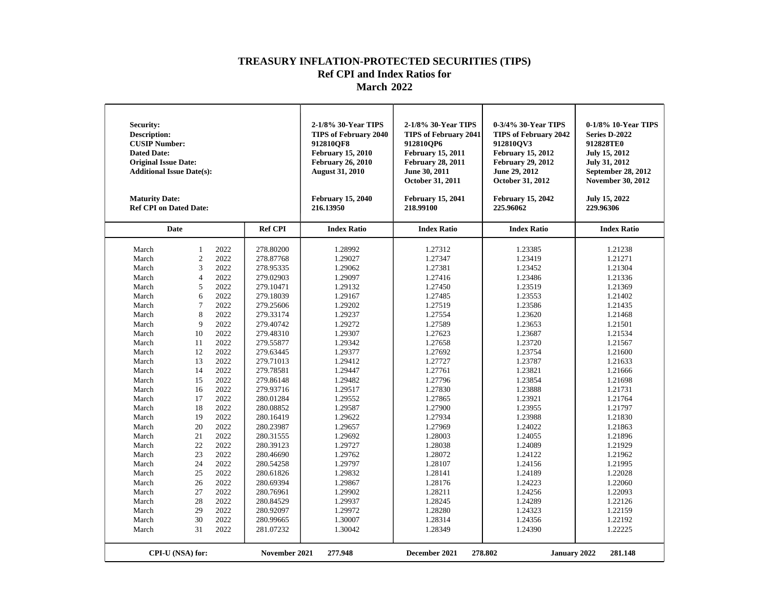# TREASURY INFLATION-PROTECTED SECURITIES (TIPS)
## Ref CPI and Index Ratios for
## March 2022

| Security:<br>Description:<br>CUSIP Number:<br>Dated Date:<br>Original Issue Date:<br>Additional Issue Date(s):<br><br>Maturity Date:<br>Ref CPI on Dated Date: | | 2-1/8% 30-Year TIPS<br>TIPS of February 2040<br>912810QF8<br>February 15, 2010<br>February 26, 2010<br>August 31, 2010<br><br>February 15, 2040<br>216.13950 | 2-1/8% 30-Year TIPS<br>TIPS of February 2041<br>912810QP6<br>February 15, 2011<br>February 28, 2011<br>June 30, 2011<br>October 31, 2011<br>February 15, 2041<br>218.99100 | 0-3/4% 30-Year TIPS<br>TIPS of February 2042<br>912810QV3<br>February 15, 2012<br>February 29, 2012<br>June 29, 2012<br>October 31, 2012<br>February 15, 2042<br>225.96062 | 0-1/8% 10-Year TIPS<br>Series D-2022<br>912828TE0<br>July 15, 2012<br>July 31, 2012<br>September 28, 2012<br>November 30, 2012<br>July 15, 2022<br>229.96306 |
|---|---|---|---|---|---|
| **Date** | **Ref CPI** | **Index Ratio** | **Index Ratio** | **Index Ratio** | **Index Ratio** |
| March 1 2022 | 278.80200 | 1.28992 | 1.27312 | 1.23385 | 1.21238 |
| March 2 2022 | 278.87768 | 1.29027 | 1.27347 | 1.23419 | 1.21271 |
| March 3 2022 | 278.95335 | 1.29062 | 1.27381 | 1.23452 | 1.21304 |
| March 4 2022 | 279.02903 | 1.29097 | 1.27416 | 1.23486 | 1.21336 |
| March 5 2022 | 279.10471 | 1.29132 | 1.27450 | 1.23519 | 1.21369 |
| March 6 2022 | 279.18039 | 1.29167 | 1.27485 | 1.23553 | 1.21402 |
| March 7 2022 | 279.25606 | 1.29202 | 1.27519 | 1.23586 | 1.21435 |
| March 8 2022 | 279.33174 | 1.29237 | 1.27554 | 1.23620 | 1.21468 |
| March 9 2022 | 279.40742 | 1.29272 | 1.27589 | 1.23653 | 1.21501 |
| March 10 2022 | 279.48310 | 1.29307 | 1.27623 | 1.23687 | 1.21534 |
| March 11 2022 | 279.55877 | 1.29342 | 1.27658 | 1.23720 | 1.21567 |
| March 12 2022 | 279.63445 | 1.29377 | 1.27692 | 1.23754 | 1.21600 |
| March 13 2022 | 279.71013 | 1.29412 | 1.27727 | 1.23787 | 1.21633 |
| March 14 2022 | 279.78581 | 1.29447 | 1.27761 | 1.23821 | 1.21666 |
| March 15 2022 | 279.86148 | 1.29482 | 1.27796 | 1.23854 | 1.21698 |
| March 16 2022 | 279.93716 | 1.29517 | 1.27830 | 1.23888 | 1.21731 |
| March 17 2022 | 280.01284 | 1.29552 | 1.27865 | 1.23921 | 1.21764 |
| March 18 2022 | 280.08852 | 1.29587 | 1.27900 | 1.23955 | 1.21797 |
| March 19 2022 | 280.16419 | 1.29622 | 1.27934 | 1.23988 | 1.21830 |
| March 20 2022 | 280.23987 | 1.29657 | 1.27969 | 1.24022 | 1.21863 |
| March 21 2022 | 280.31555 | 1.29692 | 1.28003 | 1.24055 | 1.21896 |
| March 22 2022 | 280.39123 | 1.29727 | 1.28038 | 1.24089 | 1.21929 |
| March 23 2022 | 280.46690 | 1.29762 | 1.28072 | 1.24122 | 1.21962 |
| March 24 2022 | 280.54258 | 1.29797 | 1.28107 | 1.24156 | 1.21995 |
| March 25 2022 | 280.61826 | 1.29832 | 1.28141 | 1.24189 | 1.22028 |
| March 26 2022 | 280.69394 | 1.29867 | 1.28176 | 1.24223 | 1.22060 |
| March 27 2022 | 280.76961 | 1.29902 | 1.28211 | 1.24256 | 1.22093 |
| March 28 2022 | 280.84529 | 1.29937 | 1.28245 | 1.24289 | 1.22126 |
| March 29 2022 | 280.92097 | 1.29972 | 1.28280 | 1.24323 | 1.22159 |
| March 30 2022 | 280.99665 | 1.30007 | 1.28314 | 1.24356 | 1.22192 |
| March 31 2022 | 281.07232 | 1.30042 | 1.28349 | 1.24390 | 1.22225 |

**CPI-U (NSA) for:** November 2021 **277.948** | December 2021 **278.802** | January 2022 **281.148**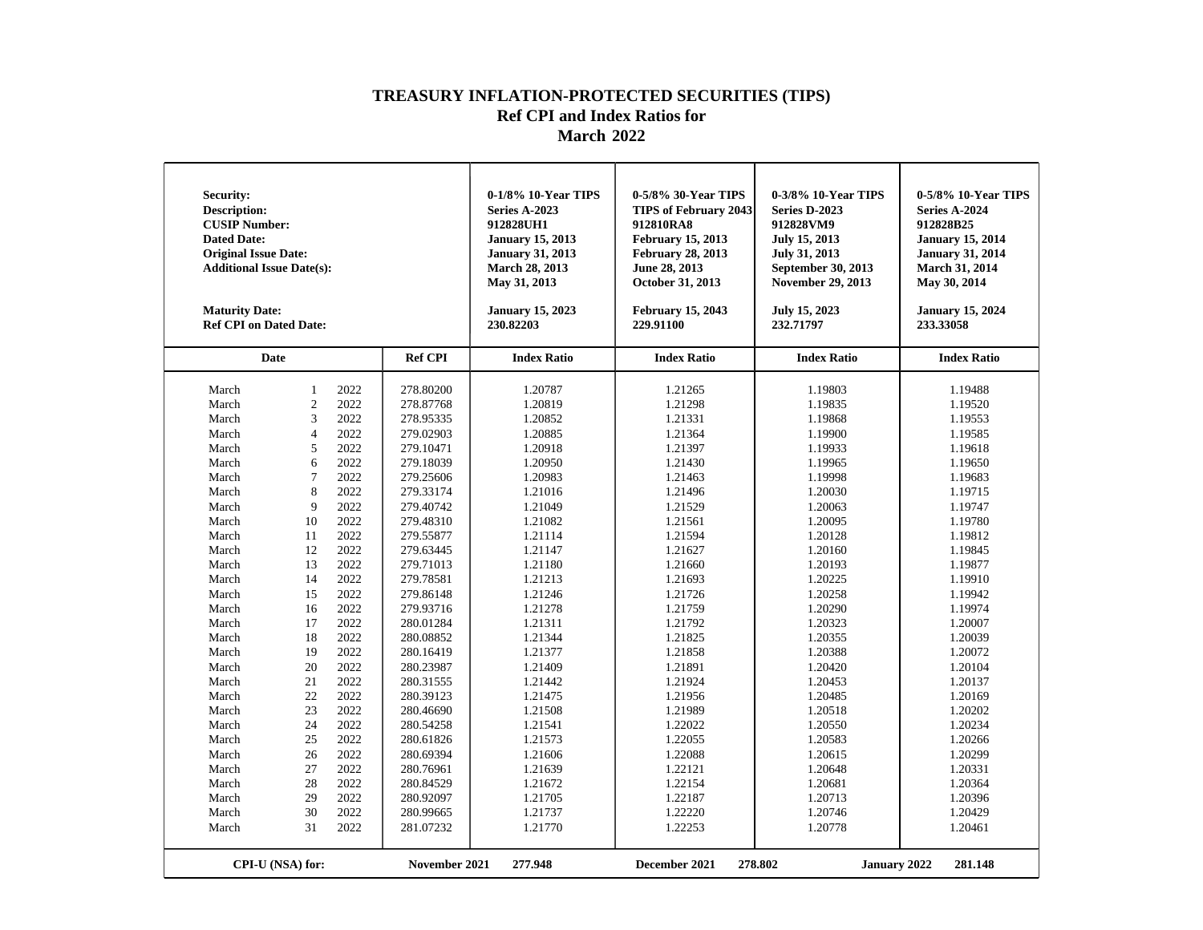# TREASURY INFLATION-PROTECTED SECURITIES (TIPS)
## Ref CPI and Index Ratios for
## March 2022

| Security: | | | | 0-1/8% 10-Year TIPS | 0-5/8% 30-Year TIPS | 0-3/8% 10-Year TIPS | 0-5/8% 10-Year TIPS |
|---|---|---|---|---|---|---|---|
| Description: | | | | Series A-2023 | TIPS of February 2043 | Series D-2023 | Series A-2024 |
| CUSIP Number: | | | | 912828UH1 | 912810RA8 | 912828VM9 | 912828B25 |
| Dated Date: | | | | January 15, 2013 | February 15, 2013 | July 15, 2013 | January 15, 2014 |
| Original Issue Date: | | | | January 31, 2013 | February 28, 2013 | July 31, 2013 | January 31, 2014 |
| Additional Issue Date(s): | | | | March 28, 2013<br>May 31, 2013 | June 28, 2013<br>October 31, 2013 | September 30, 2013<br>November 29, 2013 | March 31, 2014<br>May 30, 2014 |
| Maturity Date: | | | | January 15, 2023 | February 15, 2043 | July 15, 2023 | January 15, 2024 |
| Ref CPI on Dated Date: | | | | 230.82203 | 229.91100 | 232.71797 | 233.33058 |
| **Date** | | | **Ref CPI** | **Index Ratio** | **Index Ratio** | **Index Ratio** | **Index Ratio** |
| March | 1 | 2022 | 278.80200 | 1.20787 | 1.21265 | 1.19803 | 1.19488 |
| March | 2 | 2022 | 278.87768 | 1.20819 | 1.21298 | 1.19835 | 1.19520 |
| March | 3 | 2022 | 278.95335 | 1.20852 | 1.21331 | 1.19868 | 1.19553 |
| March | 4 | 2022 | 279.02903 | 1.20885 | 1.21364 | 1.19900 | 1.19585 |
| March | 5 | 2022 | 279.10471 | 1.20918 | 1.21397 | 1.19933 | 1.19618 |
| March | 6 | 2022 | 279.18039 | 1.20950 | 1.21430 | 1.19965 | 1.19650 |
| March | 7 | 2022 | 279.25606 | 1.20983 | 1.21463 | 1.19998 | 1.19683 |
| March | 8 | 2022 | 279.33174 | 1.21016 | 1.21496 | 1.20030 | 1.19715 |
| March | 9 | 2022 | 279.40742 | 1.21049 | 1.21529 | 1.20063 | 1.19747 |
| March | 10 | 2022 | 279.48310 | 1.21082 | 1.21561 | 1.20095 | 1.19780 |
| March | 11 | 2022 | 279.55877 | 1.21114 | 1.21594 | 1.20128 | 1.19812 |
| March | 12 | 2022 | 279.63445 | 1.21147 | 1.21627 | 1.20160 | 1.19845 |
| March | 13 | 2022 | 279.71013 | 1.21180 | 1.21660 | 1.20193 | 1.19877 |
| March | 14 | 2022 | 279.78581 | 1.21213 | 1.21693 | 1.20225 | 1.19910 |
| March | 15 | 2022 | 279.86148 | 1.21246 | 1.21726 | 1.20258 | 1.19942 |
| March | 16 | 2022 | 279.93716 | 1.21278 | 1.21759 | 1.20290 | 1.19974 |
| March | 17 | 2022 | 280.01284 | 1.21311 | 1.21792 | 1.20323 | 1.20007 |
| March | 18 | 2022 | 280.08852 | 1.21344 | 1.21825 | 1.20355 | 1.20039 |
| March | 19 | 2022 | 280.16419 | 1.21377 | 1.21858 | 1.20388 | 1.20072 |
| March | 20 | 2022 | 280.23987 | 1.21409 | 1.21891 | 1.20420 | 1.20104 |
| March | 21 | 2022 | 280.31555 | 1.21442 | 1.21924 | 1.20453 | 1.20137 |
| March | 22 | 2022 | 280.39123 | 1.21475 | 1.21956 | 1.20485 | 1.20169 |
| March | 23 | 2022 | 280.46690 | 1.21508 | 1.21989 | 1.20518 | 1.20202 |
| March | 24 | 2022 | 280.54258 | 1.21541 | 1.22022 | 1.20550 | 1.20234 |
| March | 25 | 2022 | 280.61826 | 1.21573 | 1.22055 | 1.20583 | 1.20266 |
| March | 26 | 2022 | 280.69394 | 1.21606 | 1.22088 | 1.20615 | 1.20299 |
| March | 27 | 2022 | 280.76961 | 1.21639 | 1.22121 | 1.20648 | 1.20331 |
| March | 28 | 2022 | 280.84529 | 1.21672 | 1.22154 | 1.20681 | 1.20364 |
| March | 29 | 2022 | 280.92097 | 1.21705 | 1.22187 | 1.20713 | 1.20396 |
| March | 30 | 2022 | 280.99665 | 1.21737 | 1.22220 | 1.20746 | 1.20429 |
| March | 31 | 2022 | 281.07232 | 1.21770 | 1.22253 | 1.20778 | 1.20461 |

**CPI-U (NSA) for:** November 2021 **277.948** December 2021 **278.802** January 2022 **281.148**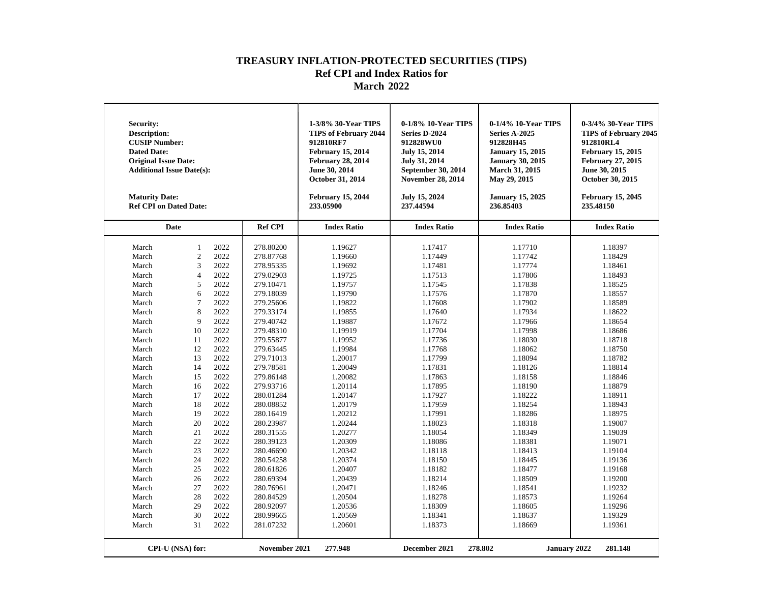# TREASURY INFLATION-PROTECTED SECURITIES (TIPS)
## Ref CPI and Index Ratios for
## March 2022

| Security:<br>Description:<br>CUSIP Number:<br>Dated Date:<br>Original Issue Date:<br>Additional Issue Date(s):<br><br>Maturity Date:<br>Ref CPI on Dated Date: | | | | 1-3/8% 30-Year TIPS<br>TIPS of February 2044<br>912810RF7<br>February 15, 2014<br>February 28, 2014<br>June 30, 2014<br>October 31, 2014<br><br>February 15, 2044<br>233.05900 | 0-1/8% 10-Year TIPS<br>Series D-2024<br>912828WU0<br>July 15, 2014<br>July 31, 2014<br>September 30, 2014<br>November 28, 2014<br><br>July 15, 2024<br>237.44594 | 0-1/4% 10-Year TIPS<br>Series A-2025<br>912828H45<br>January 15, 2015<br>January 30, 2015<br>March 31, 2015<br>May 29, 2015<br><br>January 15, 2025<br>236.85403 | 0-3/4% 30-Year TIPS<br>TIPS of February 2045<br>912810RL4<br>February 15, 2015<br>February 27, 2015<br>June 30, 2015<br>October 30, 2015<br><br>February 15, 2045<br>235.48150 |
|---|---|---|---|---|---|---|---|
| **Date** | | | **Ref CPI** | **Index Ratio** | **Index Ratio** | **Index Ratio** | **Index Ratio** |
| March | 1 | 2022 | 278.80200 | 1.19627 | 1.17417 | 1.17710 | 1.18397 |
| March | 2 | 2022 | 278.87768 | 1.19660 | 1.17449 | 1.17742 | 1.18429 |
| March | 3 | 2022 | 278.95335 | 1.19692 | 1.17481 | 1.17774 | 1.18461 |
| March | 4 | 2022 | 279.02903 | 1.19725 | 1.17513 | 1.17806 | 1.18493 |
| March | 5 | 2022 | 279.10471 | 1.19757 | 1.17545 | 1.17838 | 1.18525 |
| March | 6 | 2022 | 279.18039 | 1.19790 | 1.17576 | 1.17870 | 1.18557 |
| March | 7 | 2022 | 279.25606 | 1.19822 | 1.17608 | 1.17902 | 1.18589 |
| March | 8 | 2022 | 279.33174 | 1.19855 | 1.17640 | 1.17934 | 1.18622 |
| March | 9 | 2022 | 279.40742 | 1.19887 | 1.17672 | 1.17966 | 1.18654 |
| March | 10 | 2022 | 279.48310 | 1.19919 | 1.17704 | 1.17998 | 1.18686 |
| March | 11 | 2022 | 279.55877 | 1.19952 | 1.17736 | 1.18030 | 1.18718 |
| March | 12 | 2022 | 279.63445 | 1.19984 | 1.17768 | 1.18062 | 1.18750 |
| March | 13 | 2022 | 279.71013 | 1.20017 | 1.17799 | 1.18094 | 1.18782 |
| March | 14 | 2022 | 279.78581 | 1.20049 | 1.17831 | 1.18126 | 1.18814 |
| March | 15 | 2022 | 279.86148 | 1.20082 | 1.17863 | 1.18158 | 1.18846 |
| March | 16 | 2022 | 279.93716 | 1.20114 | 1.17895 | 1.18190 | 1.18879 |
| March | 17 | 2022 | 280.01284 | 1.20147 | 1.17927 | 1.18222 | 1.18911 |
| March | 18 | 2022 | 280.08852 | 1.20179 | 1.17959 | 1.18254 | 1.18943 |
| March | 19 | 2022 | 280.16419 | 1.20212 | 1.17991 | 1.18286 | 1.18975 |
| March | 20 | 2022 | 280.23987 | 1.20244 | 1.18023 | 1.18318 | 1.19007 |
| March | 21 | 2022 | 280.31555 | 1.20277 | 1.18054 | 1.18349 | 1.19039 |
| March | 22 | 2022 | 280.39123 | 1.20309 | 1.18086 | 1.18381 | 1.19071 |
| March | 23 | 2022 | 280.46690 | 1.20342 | 1.18118 | 1.18413 | 1.19104 |
| March | 24 | 2022 | 280.54258 | 1.20374 | 1.18150 | 1.18445 | 1.19136 |
| March | 25 | 2022 | 280.61826 | 1.20407 | 1.18182 | 1.18477 | 1.19168 |
| March | 26 | 2022 | 280.69394 | 1.20439 | 1.18214 | 1.18509 | 1.19200 |
| March | 27 | 2022 | 280.76961 | 1.20471 | 1.18246 | 1.18541 | 1.19232 |
| March | 28 | 2022 | 280.84529 | 1.20504 | 1.18278 | 1.18573 | 1.19264 |
| March | 29 | 2022 | 280.92097 | 1.20536 | 1.18309 | 1.18605 | 1.19296 |
| March | 30 | 2022 | 280.99665 | 1.20569 | 1.18341 | 1.18637 | 1.19329 |
| March | 31 | 2022 | 281.07232 | 1.20601 | 1.18373 | 1.18669 | 1.19361 |

**CPI-U (NSA) for:** **November 2021** **277.948** **December 2021** **278.802** **January 2022** **281.148**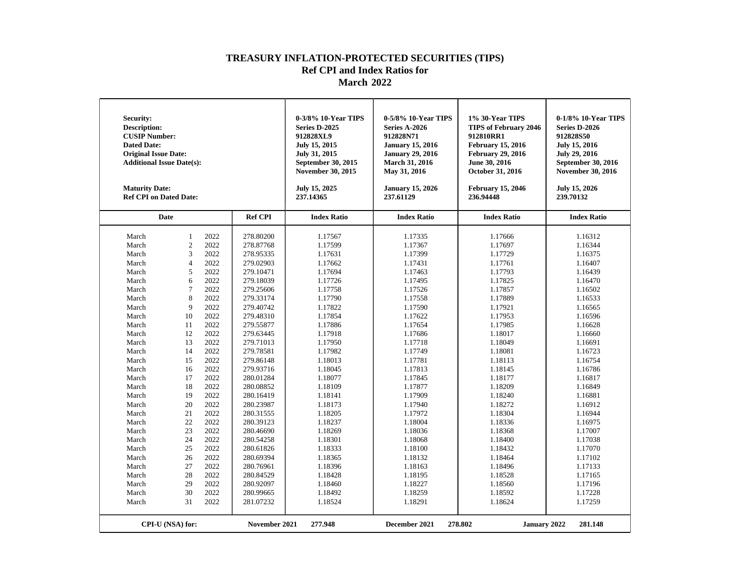# TREASURY INFLATION-PROTECTED SECURITIES (TIPS)
## Ref CPI and Index Ratios for
## March 2022

| Security: | | | | 0-3/8% 10-Year TIPS | 0-5/8% 10-Year TIPS | 1% 30-Year TIPS | 0-1/8% 10-Year TIPS |
|---|---|---|---|---|---|---|---|
| Description: | | | | Series D-2025 | Series A-2026 | TIPS of February 2046 | Series D-2026 |
| CUSIP Number: | | | | 912828XL9 | 912828N71 | 912810RR1 | 912828S50 |
| Dated Date: | | | | July 15, 2015 | January 15, 2016 | February 15, 2016 | July 15, 2016 |
| Original Issue Date: | | | | July 31, 2015 | January 29, 2016 | February 29, 2016 | July 29, 2016 |
| Additional Issue Date(s): | | | | September 30, 2015<br>November 30, 2015 | March 31, 2016<br>May 31, 2016 | June 30, 2016<br>October 31, 2016 | September 30, 2016<br>November 30, 2016 |
| Maturity Date: | | | | July 15, 2025 | January 15, 2026 | February 15, 2046 | July 15, 2026 |
| Ref CPI on Dated Date: | | | | 237.14365 | 237.61129 | 236.94448 | 239.70132 |
| **Date** | | | **Ref CPI** | **Index Ratio** | **Index Ratio** | **Index Ratio** | **Index Ratio** |
| March | 1 | 2022 | 278.80200 | 1.17567 | 1.17335 | 1.17666 | 1.16312 |
| March | 2 | 2022 | 278.87768 | 1.17599 | 1.17367 | 1.17697 | 1.16344 |
| March | 3 | 2022 | 278.95335 | 1.17631 | 1.17399 | 1.17729 | 1.16375 |
| March | 4 | 2022 | 279.02903 | 1.17662 | 1.17431 | 1.17761 | 1.16407 |
| March | 5 | 2022 | 279.10471 | 1.17694 | 1.17463 | 1.17793 | 1.16439 |
| March | 6 | 2022 | 279.18039 | 1.17726 | 1.17495 | 1.17825 | 1.16470 |
| March | 7 | 2022 | 279.25606 | 1.17758 | 1.17526 | 1.17857 | 1.16502 |
| March | 8 | 2022 | 279.33174 | 1.17790 | 1.17558 | 1.17889 | 1.16533 |
| March | 9 | 2022 | 279.40742 | 1.17822 | 1.17590 | 1.17921 | 1.16565 |
| March | 10 | 2022 | 279.48310 | 1.17854 | 1.17622 | 1.17953 | 1.16596 |
| March | 11 | 2022 | 279.55877 | 1.17886 | 1.17654 | 1.17985 | 1.16628 |
| March | 12 | 2022 | 279.63445 | 1.17918 | 1.17686 | 1.18017 | 1.16660 |
| March | 13 | 2022 | 279.71013 | 1.17950 | 1.17718 | 1.18049 | 1.16691 |
| March | 14 | 2022 | 279.78581 | 1.17982 | 1.17749 | 1.18081 | 1.16723 |
| March | 15 | 2022 | 279.86148 | 1.18013 | 1.17781 | 1.18113 | 1.16754 |
| March | 16 | 2022 | 279.93716 | 1.18045 | 1.17813 | 1.18145 | 1.16786 |
| March | 17 | 2022 | 280.01284 | 1.18077 | 1.17845 | 1.18177 | 1.16817 |
| March | 18 | 2022 | 280.08852 | 1.18109 | 1.17877 | 1.18209 | 1.16849 |
| March | 19 | 2022 | 280.16419 | 1.18141 | 1.17909 | 1.18240 | 1.16881 |
| March | 20 | 2022 | 280.23987 | 1.18173 | 1.17940 | 1.18272 | 1.16912 |
| March | 21 | 2022 | 280.31555 | 1.18205 | 1.17972 | 1.18304 | 1.16944 |
| March | 22 | 2022 | 280.39123 | 1.18237 | 1.18004 | 1.18336 | 1.16975 |
| March | 23 | 2022 | 280.46690 | 1.18269 | 1.18036 | 1.18368 | 1.17007 |
| March | 24 | 2022 | 280.54258 | 1.18301 | 1.18068 | 1.18400 | 1.17038 |
| March | 25 | 2022 | 280.61826 | 1.18333 | 1.18100 | 1.18432 | 1.17070 |
| March | 26 | 2022 | 280.69394 | 1.18365 | 1.18132 | 1.18464 | 1.17102 |
| March | 27 | 2022 | 280.76961 | 1.18396 | 1.18163 | 1.18496 | 1.17133 |
| March | 28 | 2022 | 280.84529 | 1.18428 | 1.18195 | 1.18528 | 1.17165 |
| March | 29 | 2022 | 280.92097 | 1.18460 | 1.18227 | 1.18560 | 1.17196 |
| March | 30 | 2022 | 280.99665 | 1.18492 | 1.18259 | 1.18592 | 1.17228 |
| March | 31 | 2022 | 281.07232 | 1.18524 | 1.18291 | 1.18624 | 1.17259 |

| CPI-U (NSA) for: | November 2021 | 277.948 | December 2021 | 278.802 | January 2022 | 281.148 |
|---|---|---|---|---|---|---|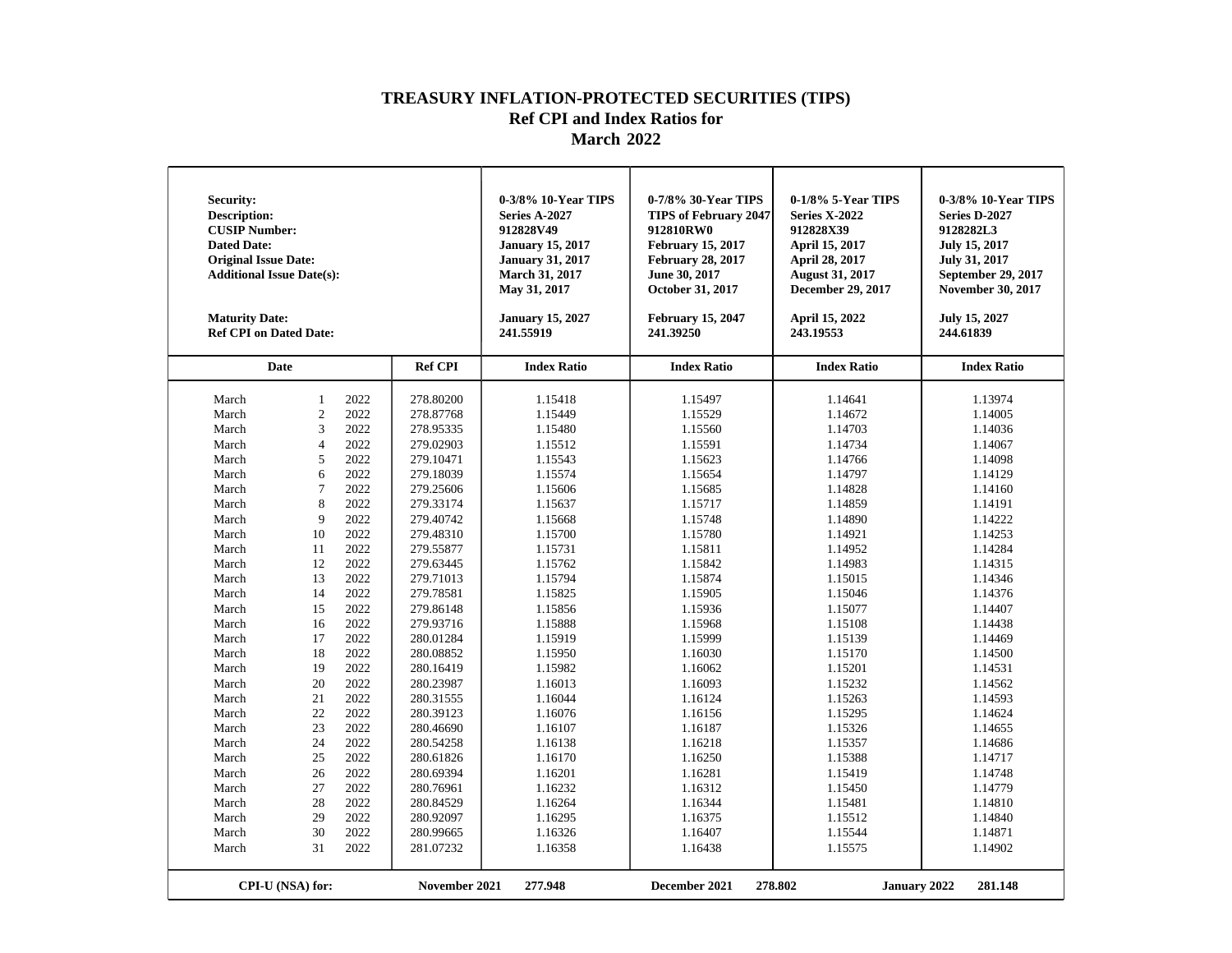# TREASURY INFLATION-PROTECTED SECURITIES (TIPS)
## Ref CPI and Index Ratios for
## March 2022

| **Security:** | | 0-3/8% 10-Year TIPS | 0-7/8% 30-Year TIPS | 0-1/8% 5-Year TIPS | 0-3/8% 10-Year TIPS |
|---|---|---|---|---|---|
| **Description:** | | Series A-2027 | TIPS of February 2047 | Series X-2022 | Series D-2027 |
| **CUSIP Number:** | | 912828V49 | 912810RW0 | 912828X39 | 9128282L3 |
| **Dated Date:** | | January 15, 2017 | February 15, 2017 | April 15, 2017 | July 15, 2017 |
| **Original Issue Date:** | | January 31, 2017 | February 28, 2017 | April 28, 2017 | July 31, 2017 |
| **Additional Issue Date(s):** | | March 31, 2017<br>May 31, 2017 | June 30, 2017<br>October 31, 2017 | August 31, 2017<br>December 29, 2017 | September 29, 2017<br>November 30, 2017 |
| **Maturity Date:** | | January 15, 2027 | February 15, 2047 | April 15, 2022 | July 15, 2027 |
| **Ref CPI on Dated Date:** | | 241.55919 | 241.39250 | 243.19553 | 244.61839 |
| **Date** | **Ref CPI** | **Index Ratio** | **Index Ratio** | **Index Ratio** | **Index Ratio** |
| March 1 2022 | 278.80200 | 1.15418 | 1.15497 | 1.14641 | 1.13974 |
| March 2 2022 | 278.87768 | 1.15449 | 1.15529 | 1.14672 | 1.14005 |
| March 3 2022 | 278.95335 | 1.15480 | 1.15560 | 1.14703 | 1.14036 |
| March 4 2022 | 279.02903 | 1.15512 | 1.15591 | 1.14734 | 1.14067 |
| March 5 2022 | 279.10471 | 1.15543 | 1.15623 | 1.14766 | 1.14098 |
| March 6 2022 | 279.18039 | 1.15574 | 1.15654 | 1.14797 | 1.14129 |
| March 7 2022 | 279.25606 | 1.15606 | 1.15685 | 1.14828 | 1.14160 |
| March 8 2022 | 279.33174 | 1.15637 | 1.15717 | 1.14859 | 1.14191 |
| March 9 2022 | 279.40742 | 1.15668 | 1.15748 | 1.14890 | 1.14222 |
| March 10 2022 | 279.48310 | 1.15700 | 1.15780 | 1.14921 | 1.14253 |
| March 11 2022 | 279.55877 | 1.15731 | 1.15811 | 1.14952 | 1.14284 |
| March 12 2022 | 279.63445 | 1.15762 | 1.15842 | 1.14983 | 1.14315 |
| March 13 2022 | 279.71013 | 1.15794 | 1.15874 | 1.15015 | 1.14346 |
| March 14 2022 | 279.78581 | 1.15825 | 1.15905 | 1.15046 | 1.14376 |
| March 15 2022 | 279.86148 | 1.15856 | 1.15936 | 1.15077 | 1.14407 |
| March 16 2022 | 279.93716 | 1.15888 | 1.15968 | 1.15108 | 1.14438 |
| March 17 2022 | 280.01284 | 1.15919 | 1.15999 | 1.15139 | 1.14469 |
| March 18 2022 | 280.08852 | 1.15950 | 1.16030 | 1.15170 | 1.14500 |
| March 19 2022 | 280.16419 | 1.15982 | 1.16062 | 1.15201 | 1.14531 |
| March 20 2022 | 280.23987 | 1.16013 | 1.16093 | 1.15232 | 1.14562 |
| March 21 2022 | 280.31555 | 1.16044 | 1.16124 | 1.15263 | 1.14593 |
| March 22 2022 | 280.39123 | 1.16076 | 1.16156 | 1.15295 | 1.14624 |
| March 23 2022 | 280.46690 | 1.16107 | 1.16187 | 1.15326 | 1.14655 |
| March 24 2022 | 280.54258 | 1.16138 | 1.16218 | 1.15357 | 1.14686 |
| March 25 2022 | 280.61826 | 1.16170 | 1.16250 | 1.15388 | 1.14717 |
| March 26 2022 | 280.69394 | 1.16201 | 1.16281 | 1.15419 | 1.14748 |
| March 27 2022 | 280.76961 | 1.16232 | 1.16312 | 1.15450 | 1.14779 |
| March 28 2022 | 280.84529 | 1.16264 | 1.16344 | 1.15481 | 1.14810 |
| March 29 2022 | 280.92097 | 1.16295 | 1.16375 | 1.15512 | 1.14840 |
| March 30 2022 | 280.99665 | 1.16326 | 1.16407 | 1.15544 | 1.14871 |
| March 31 2022 | 281.07232 | 1.16358 | 1.16438 | 1.15575 | 1.14902 |

**CPI-U (NSA) for:** November 2021 **277.948** | December 2021 **278.802** | January 2022 **281.148**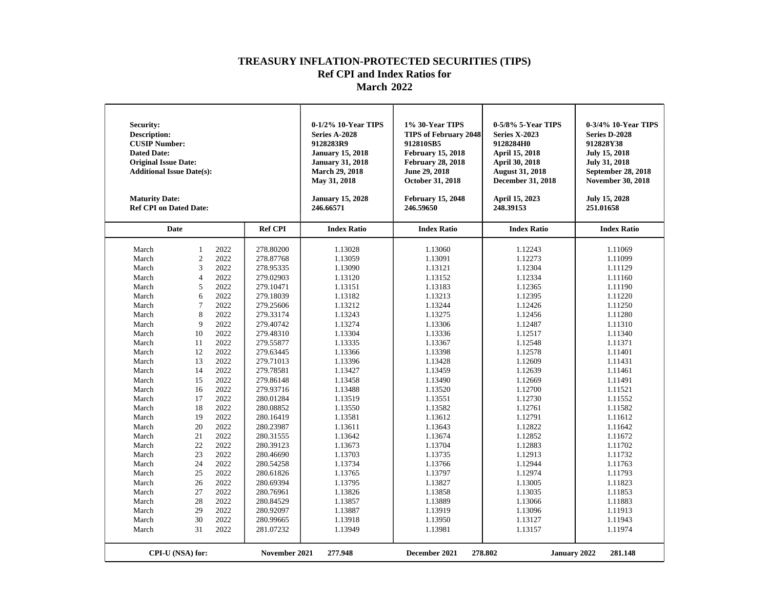# TREASURY INFLATION-PROTECTED SECURITIES (TIPS)
## Ref CPI and Index Ratios for
## March 2022

| Security: | | | | 0-1/2% 10-Year TIPS | 1% 30-Year TIPS | 0-5/8% 5-Year TIPS | 0-3/4% 10-Year TIPS |
|---|---|---|---|---|---|---|---|
| Description: | | | | Series A-2028 | TIPS of February 2048 | Series X-2023 | Series D-2028 |
| CUSIP Number: | | | | 9128283R9 | 912810SB5 | 9128284H0 | 912828Y38 |
| Dated Date: | | | | January 15, 2018 | February 15, 2018 | April 15, 2018 | July 15, 2018 |
| Original Issue Date: | | | | January 31, 2018 | February 28, 2018 | April 30, 2018 | July 31, 2018 |
| Additional Issue Date(s): | | | | March 29, 2018<br>May 31, 2018 | June 29, 2018<br>October 31, 2018 | August 31, 2018<br>December 31, 2018 | September 28, 2018<br>November 30, 2018 |
| Maturity Date: | | | | January 15, 2028 | February 15, 2048 | April 15, 2023 | July 15, 2028 |
| Ref CPI on Dated Date: | | | | 246.66571 | 246.59650 | 248.39153 | 251.01658 |
| **Date** | | | **Ref CPI** | **Index Ratio** | **Index Ratio** | **Index Ratio** | **Index Ratio** |
| March | 1 | 2022 | 278.80200 | 1.13028 | 1.13060 | 1.12243 | 1.11069 |
| March | 2 | 2022 | 278.87768 | 1.13059 | 1.13091 | 1.12273 | 1.11099 |
| March | 3 | 2022 | 278.95335 | 1.13090 | 1.13121 | 1.12304 | 1.11129 |
| March | 4 | 2022 | 279.02903 | 1.13120 | 1.13152 | 1.12334 | 1.11160 |
| March | 5 | 2022 | 279.10471 | 1.13151 | 1.13183 | 1.12365 | 1.11190 |
| March | 6 | 2022 | 279.18039 | 1.13182 | 1.13213 | 1.12395 | 1.11220 |
| March | 7 | 2022 | 279.25606 | 1.13212 | 1.13244 | 1.12426 | 1.11250 |
| March | 8 | 2022 | 279.33174 | 1.13243 | 1.13275 | 1.12456 | 1.11280 |
| March | 9 | 2022 | 279.40742 | 1.13274 | 1.13306 | 1.12487 | 1.11310 |
| March | 10 | 2022 | 279.48310 | 1.13304 | 1.13336 | 1.12517 | 1.11340 |
| March | 11 | 2022 | 279.55877 | 1.13335 | 1.13367 | 1.12548 | 1.11371 |
| March | 12 | 2022 | 279.63445 | 1.13366 | 1.13398 | 1.12578 | 1.11401 |
| March | 13 | 2022 | 279.71013 | 1.13396 | 1.13428 | 1.12609 | 1.11431 |
| March | 14 | 2022 | 279.78581 | 1.13427 | 1.13459 | 1.12639 | 1.11461 |
| March | 15 | 2022 | 279.86148 | 1.13458 | 1.13490 | 1.12669 | 1.11491 |
| March | 16 | 2022 | 279.93716 | 1.13488 | 1.13520 | 1.12700 | 1.11521 |
| March | 17 | 2022 | 280.01284 | 1.13519 | 1.13551 | 1.12730 | 1.11552 |
| March | 18 | 2022 | 280.08852 | 1.13550 | 1.13582 | 1.12761 | 1.11582 |
| March | 19 | 2022 | 280.16419 | 1.13581 | 1.13612 | 1.12791 | 1.11612 |
| March | 20 | 2022 | 280.23987 | 1.13611 | 1.13643 | 1.12822 | 1.11642 |
| March | 21 | 2022 | 280.31555 | 1.13642 | 1.13674 | 1.12852 | 1.11672 |
| March | 22 | 2022 | 280.39123 | 1.13673 | 1.13704 | 1.12883 | 1.11702 |
| March | 23 | 2022 | 280.46690 | 1.13703 | 1.13735 | 1.12913 | 1.11732 |
| March | 24 | 2022 | 280.54258 | 1.13734 | 1.13766 | 1.12944 | 1.11763 |
| March | 25 | 2022 | 280.61826 | 1.13765 | 1.13797 | 1.12974 | 1.11793 |
| March | 26 | 2022 | 280.69394 | 1.13795 | 1.13827 | 1.13005 | 1.11823 |
| March | 27 | 2022 | 280.76961 | 1.13826 | 1.13858 | 1.13035 | 1.11853 |
| March | 28 | 2022 | 280.84529 | 1.13857 | 1.13889 | 1.13066 | 1.11883 |
| March | 29 | 2022 | 280.92097 | 1.13887 | 1.13919 | 1.13096 | 1.11913 |
| March | 30 | 2022 | 280.99665 | 1.13918 | 1.13950 | 1.13127 | 1.11943 |
| March | 31 | 2022 | 281.07232 | 1.13949 | 1.13981 | 1.13157 | 1.11974 |

| CPI-U (NSA) for: | November 2021 | 277.948 | December 2021 | 278.802 | January 2022 | 281.148 |
|---|---|---|---|---|---|---|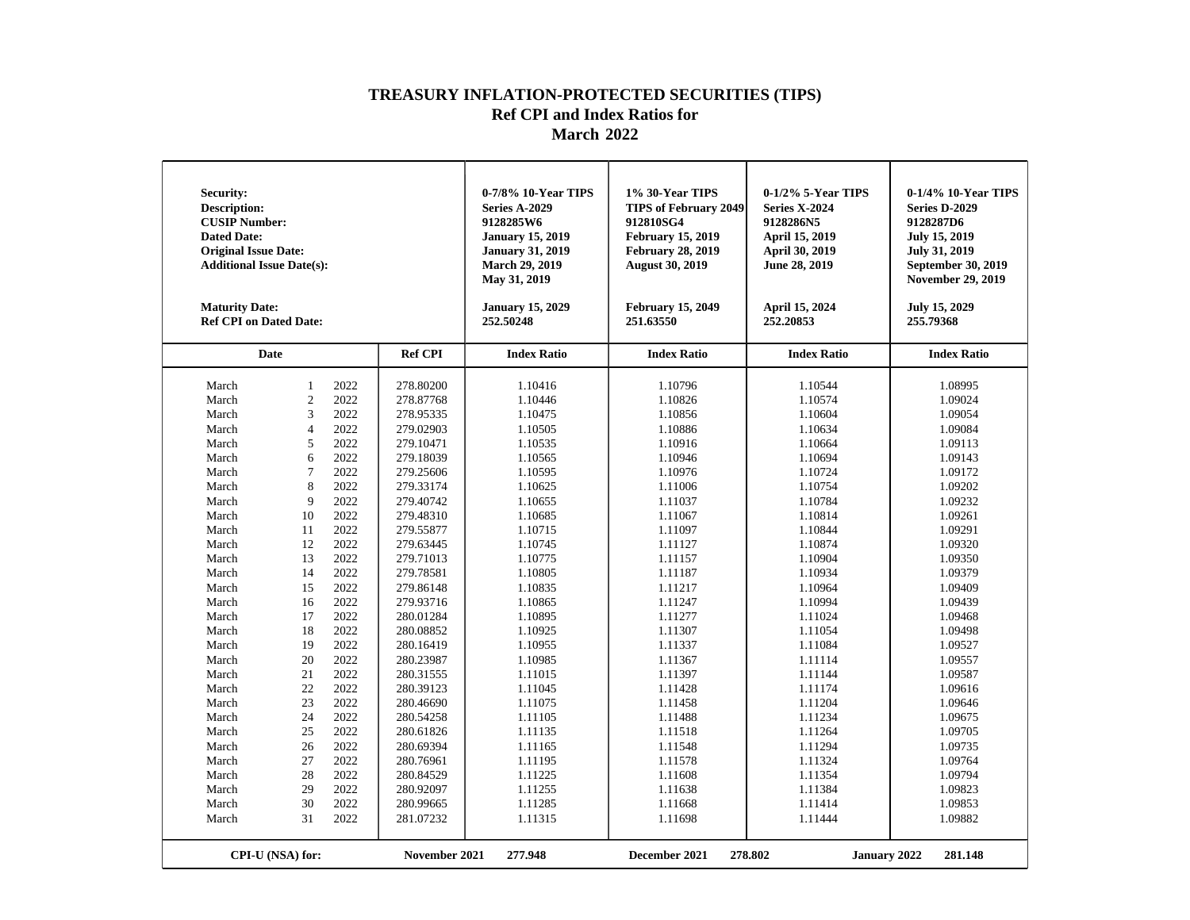# TREASURY INFLATION-PROTECTED SECURITIES (TIPS)
## Ref CPI and Index Ratios for
## March 2022

| **Security:** | | 0-7/8% 10-Year TIPS | 1% 30-Year TIPS | 0-1/2% 5-Year TIPS | 0-1/4% 10-Year TIPS |
|---|---|---|---|---|---|
| **Description:** | | Series A-2029 | TIPS of February 2049 | Series X-2024 | Series D-2029 |
| **CUSIP Number:** | | 9128285W6 | 912810SG4 | 9128286N5 | 9128287D6 |
| **Dated Date:** | | January 15, 2019 | February 15, 2019 | April 15, 2019 | July 15, 2019 |
| **Original Issue Date:** | | January 31, 2019 | February 28, 2019 | April 30, 2019 | July 31, 2019 |
| **Additional Issue Date(s):** | | March 29, 2019<br>May 31, 2019 | August 30, 2019 | June 28, 2019 | September 30, 2019<br>November 29, 2019 |
| **Maturity Date:** | | January 15, 2029 | February 15, 2049 | April 15, 2024 | July 15, 2029 |
| **Ref CPI on Dated Date:** | | 252.50248 | 251.63550 | 252.20853 | 255.79368 |
| **Date** | **Ref CPI** | **Index Ratio** | **Index Ratio** | **Index Ratio** | **Index Ratio** |
| March 1 2022 | 278.80200 | 1.10416 | 1.10796 | 1.10544 | 1.08995 |
| March 2 2022 | 278.87768 | 1.10446 | 1.10826 | 1.10574 | 1.09024 |
| March 3 2022 | 278.95335 | 1.10475 | 1.10856 | 1.10604 | 1.09054 |
| March 4 2022 | 279.02903 | 1.10505 | 1.10886 | 1.10634 | 1.09084 |
| March 5 2022 | 279.10471 | 1.10535 | 1.10916 | 1.10664 | 1.09113 |
| March 6 2022 | 279.18039 | 1.10565 | 1.10946 | 1.10694 | 1.09143 |
| March 7 2022 | 279.25606 | 1.10595 | 1.10976 | 1.10724 | 1.09172 |
| March 8 2022 | 279.33174 | 1.10625 | 1.11006 | 1.10754 | 1.09202 |
| March 9 2022 | 279.40742 | 1.10655 | 1.11037 | 1.10784 | 1.09232 |
| March 10 2022 | 279.48310 | 1.10685 | 1.11067 | 1.10814 | 1.09261 |
| March 11 2022 | 279.55877 | 1.10715 | 1.11097 | 1.10844 | 1.09291 |
| March 12 2022 | 279.63445 | 1.10745 | 1.11127 | 1.10874 | 1.09320 |
| March 13 2022 | 279.71013 | 1.10775 | 1.11157 | 1.10904 | 1.09350 |
| March 14 2022 | 279.78581 | 1.10805 | 1.11187 | 1.10934 | 1.09379 |
| March 15 2022 | 279.86148 | 1.10835 | 1.11217 | 1.10964 | 1.09409 |
| March 16 2022 | 279.93716 | 1.10865 | 1.11247 | 1.10994 | 1.09439 |
| March 17 2022 | 280.01284 | 1.10895 | 1.11277 | 1.11024 | 1.09468 |
| March 18 2022 | 280.08852 | 1.10925 | 1.11307 | 1.11054 | 1.09498 |
| March 19 2022 | 280.16419 | 1.10955 | 1.11337 | 1.11084 | 1.09527 |
| March 20 2022 | 280.23987 | 1.10985 | 1.11367 | 1.11114 | 1.09557 |
| March 21 2022 | 280.31555 | 1.11015 | 1.11397 | 1.11144 | 1.09587 |
| March 22 2022 | 280.39123 | 1.11045 | 1.11428 | 1.11174 | 1.09616 |
| March 23 2022 | 280.46690 | 1.11075 | 1.11458 | 1.11204 | 1.09646 |
| March 24 2022 | 280.54258 | 1.11105 | 1.11488 | 1.11234 | 1.09675 |
| March 25 2022 | 280.61826 | 1.11135 | 1.11518 | 1.11264 | 1.09705 |
| March 26 2022 | 280.69394 | 1.11165 | 1.11548 | 1.11294 | 1.09735 |
| March 27 2022 | 280.76961 | 1.11195 | 1.11578 | 1.11324 | 1.09764 |
| March 28 2022 | 280.84529 | 1.11225 | 1.11608 | 1.11354 | 1.09794 |
| March 29 2022 | 280.92097 | 1.11255 | 1.11638 | 1.11384 | 1.09823 |
| March 30 2022 | 280.99665 | 1.11285 | 1.11668 | 1.11414 | 1.09853 |
| March 31 2022 | 281.07232 | 1.11315 | 1.11698 | 1.11444 | 1.09882 |

**CPI-U (NSA) for:** **November 2021** **277.948** **December 2021** **278.802** **January 2022** **281.148**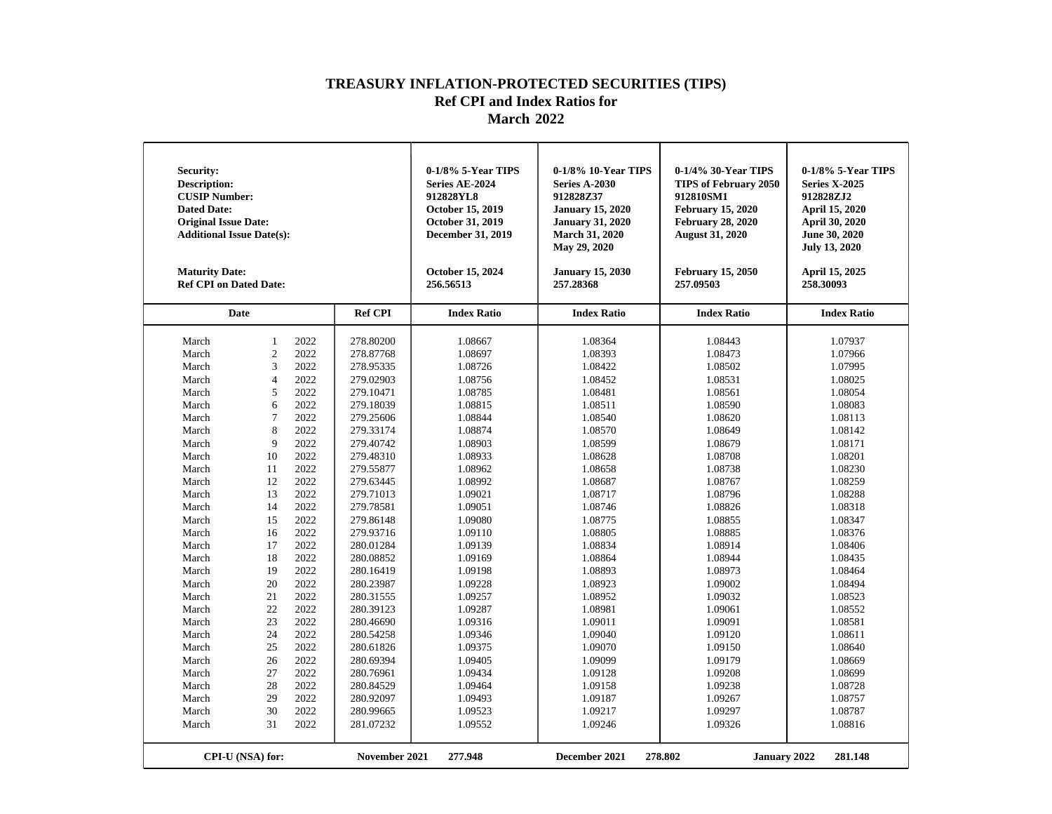# TREASURY INFLATION-PROTECTED SECURITIES (TIPS)
## Ref CPI and Index Ratios for
## March 2022

| Security: | | 0-1/8% 5-Year TIPS | 0-1/8% 10-Year TIPS | 0-1/4% 30-Year TIPS | 0-1/8% 5-Year TIPS |
|---|---|---|---|---|---|
| Description: | | Series AE-2024 | Series A-2030 | TIPS of February 2050 | Series X-2025 |
| CUSIP Number: | | 912828YL8 | 912828Z37 | 912810SM1 | 912828ZJ2 |
| Dated Date: | | October 15, 2019 | January 15, 2020 | February 15, 2020 | April 15, 2020 |
| Original Issue Date: | | October 31, 2019 | January 31, 2020 | February 28, 2020 | April 30, 2020 |
| Additional Issue Date(s): | | December 31, 2019 | March 31, 2020<br>May 29, 2020 | August 31, 2020 | June 30, 2020<br>July 13, 2020 |
| Maturity Date: | | October 15, 2024 | January 15, 2030 | February 15, 2050 | April 15, 2025 |
| Ref CPI on Dated Date: | | 256.56513 | 257.28368 | 257.09503 | 258.30093 |
| **Date** | **Ref CPI** | **Index Ratio** | **Index Ratio** | **Index Ratio** | **Index Ratio** |
| March 1 2022 | 278.80200 | 1.08667 | 1.08364 | 1.08443 | 1.07937 |
| March 2 2022 | 278.87768 | 1.08697 | 1.08393 | 1.08473 | 1.07966 |
| March 3 2022 | 278.95335 | 1.08726 | 1.08422 | 1.08502 | 1.07995 |
| March 4 2022 | 279.02903 | 1.08756 | 1.08452 | 1.08531 | 1.08025 |
| March 5 2022 | 279.10471 | 1.08785 | 1.08481 | 1.08561 | 1.08054 |
| March 6 2022 | 279.18039 | 1.08815 | 1.08511 | 1.08590 | 1.08083 |
| March 7 2022 | 279.25606 | 1.08844 | 1.08540 | 1.08620 | 1.08113 |
| March 8 2022 | 279.33174 | 1.08874 | 1.08570 | 1.08649 | 1.08142 |
| March 9 2022 | 279.40742 | 1.08903 | 1.08599 | 1.08679 | 1.08171 |
| March 10 2022 | 279.48310 | 1.08933 | 1.08628 | 1.08708 | 1.08201 |
| March 11 2022 | 279.55877 | 1.08962 | 1.08658 | 1.08738 | 1.08230 |
| March 12 2022 | 279.63445 | 1.08992 | 1.08687 | 1.08767 | 1.08259 |
| March 13 2022 | 279.71013 | 1.09021 | 1.08717 | 1.08796 | 1.08288 |
| March 14 2022 | 279.78581 | 1.09051 | 1.08746 | 1.08826 | 1.08318 |
| March 15 2022 | 279.86148 | 1.09080 | 1.08775 | 1.08855 | 1.08347 |
| March 16 2022 | 279.93716 | 1.09110 | 1.08805 | 1.08885 | 1.08376 |
| March 17 2022 | 280.01284 | 1.09139 | 1.08834 | 1.08914 | 1.08406 |
| March 18 2022 | 280.08852 | 1.09169 | 1.08864 | 1.08944 | 1.08435 |
| March 19 2022 | 280.16419 | 1.09198 | 1.08893 | 1.08973 | 1.08464 |
| March 20 2022 | 280.23987 | 1.09228 | 1.08923 | 1.09002 | 1.08494 |
| March 21 2022 | 280.31555 | 1.09257 | 1.08952 | 1.09032 | 1.08523 |
| March 22 2022 | 280.39123 | 1.09287 | 1.08981 | 1.09061 | 1.08552 |
| March 23 2022 | 280.46690 | 1.09316 | 1.09011 | 1.09091 | 1.08581 |
| March 24 2022 | 280.54258 | 1.09346 | 1.09040 | 1.09120 | 1.08611 |
| March 25 2022 | 280.61826 | 1.09375 | 1.09070 | 1.09150 | 1.08640 |
| March 26 2022 | 280.69394 | 1.09405 | 1.09099 | 1.09179 | 1.08669 |
| March 27 2022 | 280.76961 | 1.09434 | 1.09128 | 1.09208 | 1.08699 |
| March 28 2022 | 280.84529 | 1.09464 | 1.09158 | 1.09238 | 1.08728 |
| March 29 2022 | 280.92097 | 1.09493 | 1.09187 | 1.09267 | 1.08757 |
| March 30 2022 | 280.99665 | 1.09523 | 1.09217 | 1.09297 | 1.08787 |
| March 31 2022 | 281.07232 | 1.09552 | 1.09246 | 1.09326 | 1.08816 |

**CPI-U (NSA) for:** November 2021 **277.948** | December 2021 **278.802** | January 2022 **281.148**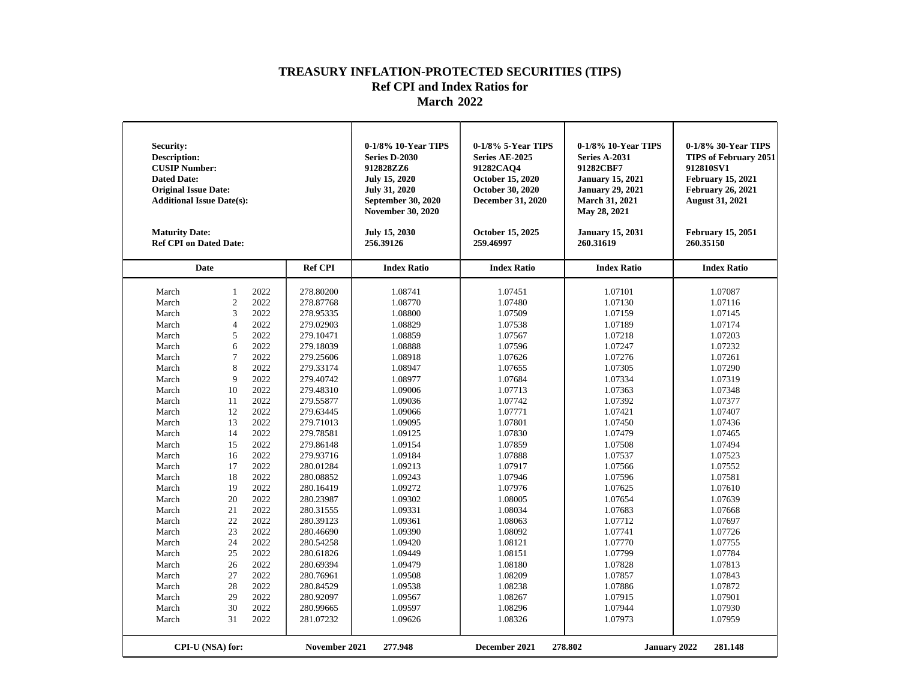# TREASURY INFLATION-PROTECTED SECURITIES (TIPS)
## Ref CPI and Index Ratios for
## March 2022

| Security: | | | | 0-1/8% 10-Year TIPS | 0-1/8% 5-Year TIPS | 0-1/8% 10-Year TIPS | 0-1/8% 30-Year TIPS |
|---|---|---|---|---|---|---|---|
| Description: | | | | Series D-2030 | Series AE-2025 | Series A-2031 | TIPS of February 2051 |
| CUSIP Number: | | | | 912828ZZ6 | 91282CAQ4 | 91282CBF7 | 912810SV1 |
| Dated Date: | | | | July 15, 2020 | October 15, 2020 | January 15, 2021 | February 15, 2021 |
| Original Issue Date: | | | | July 31, 2020 | October 30, 2020 | January 29, 2021 | February 26, 2021 |
| Additional Issue Date(s): | | | | September 30, 2020<br>November 30, 2020 | December 31, 2020 | March 31, 2021<br>May 28, 2021 | August 31, 2021 |
| Maturity Date: | | | | July 15, 2030 | October 15, 2025 | January 15, 2031 | February 15, 2051 |
| Ref CPI on Dated Date: | | | | 256.39126 | 259.46997 | 260.31619 | 260.35150 |
| **Date** | | | **Ref CPI** | **Index Ratio** | **Index Ratio** | **Index Ratio** | **Index Ratio** |
| March | 1 | 2022 | 278.80200 | 1.08741 | 1.07451 | 1.07101 | 1.07087 |
| March | 2 | 2022 | 278.87768 | 1.08770 | 1.07480 | 1.07130 | 1.07116 |
| March | 3 | 2022 | 278.95335 | 1.08800 | 1.07509 | 1.07159 | 1.07145 |
| March | 4 | 2022 | 279.02903 | 1.08829 | 1.07538 | 1.07189 | 1.07174 |
| March | 5 | 2022 | 279.10471 | 1.08859 | 1.07567 | 1.07218 | 1.07203 |
| March | 6 | 2022 | 279.18039 | 1.08888 | 1.07596 | 1.07247 | 1.07232 |
| March | 7 | 2022 | 279.25606 | 1.08918 | 1.07626 | 1.07276 | 1.07261 |
| March | 8 | 2022 | 279.33174 | 1.08947 | 1.07655 | 1.07305 | 1.07290 |
| March | 9 | 2022 | 279.40742 | 1.08977 | 1.07684 | 1.07334 | 1.07319 |
| March | 10 | 2022 | 279.48310 | 1.09006 | 1.07713 | 1.07363 | 1.07348 |
| March | 11 | 2022 | 279.55877 | 1.09036 | 1.07742 | 1.07392 | 1.07377 |
| March | 12 | 2022 | 279.63445 | 1.09066 | 1.07771 | 1.07421 | 1.07407 |
| March | 13 | 2022 | 279.71013 | 1.09095 | 1.07801 | 1.07450 | 1.07436 |
| March | 14 | 2022 | 279.78581 | 1.09125 | 1.07830 | 1.07479 | 1.07465 |
| March | 15 | 2022 | 279.86148 | 1.09154 | 1.07859 | 1.07508 | 1.07494 |
| March | 16 | 2022 | 279.93716 | 1.09184 | 1.07888 | 1.07537 | 1.07523 |
| March | 17 | 2022 | 280.01284 | 1.09213 | 1.07917 | 1.07566 | 1.07552 |
| March | 18 | 2022 | 280.08852 | 1.09243 | 1.07946 | 1.07596 | 1.07581 |
| March | 19 | 2022 | 280.16419 | 1.09272 | 1.07976 | 1.07625 | 1.07610 |
| March | 20 | 2022 | 280.23987 | 1.09302 | 1.08005 | 1.07654 | 1.07639 |
| March | 21 | 2022 | 280.31555 | 1.09331 | 1.08034 | 1.07683 | 1.07668 |
| March | 22 | 2022 | 280.39123 | 1.09361 | 1.08063 | 1.07712 | 1.07697 |
| March | 23 | 2022 | 280.46690 | 1.09390 | 1.08092 | 1.07741 | 1.07726 |
| March | 24 | 2022 | 280.54258 | 1.09420 | 1.08121 | 1.07770 | 1.07755 |
| March | 25 | 2022 | 280.61826 | 1.09449 | 1.08151 | 1.07799 | 1.07784 |
| March | 26 | 2022 | 280.69394 | 1.09479 | 1.08180 | 1.07828 | 1.07813 |
| March | 27 | 2022 | 280.76961 | 1.09508 | 1.08209 | 1.07857 | 1.07843 |
| March | 28 | 2022 | 280.84529 | 1.09538 | 1.08238 | 1.07886 | 1.07872 |
| March | 29 | 2022 | 280.92097 | 1.09567 | 1.08267 | 1.07915 | 1.07901 |
| March | 30 | 2022 | 280.99665 | 1.09597 | 1.08296 | 1.07944 | 1.07930 |
| March | 31 | 2022 | 281.07232 | 1.09626 | 1.08326 | 1.07973 | 1.07959 |

**CPI-U (NSA) for:** **November 2021** **277.948** **December 2021** **278.802** **January 2022** **281.148**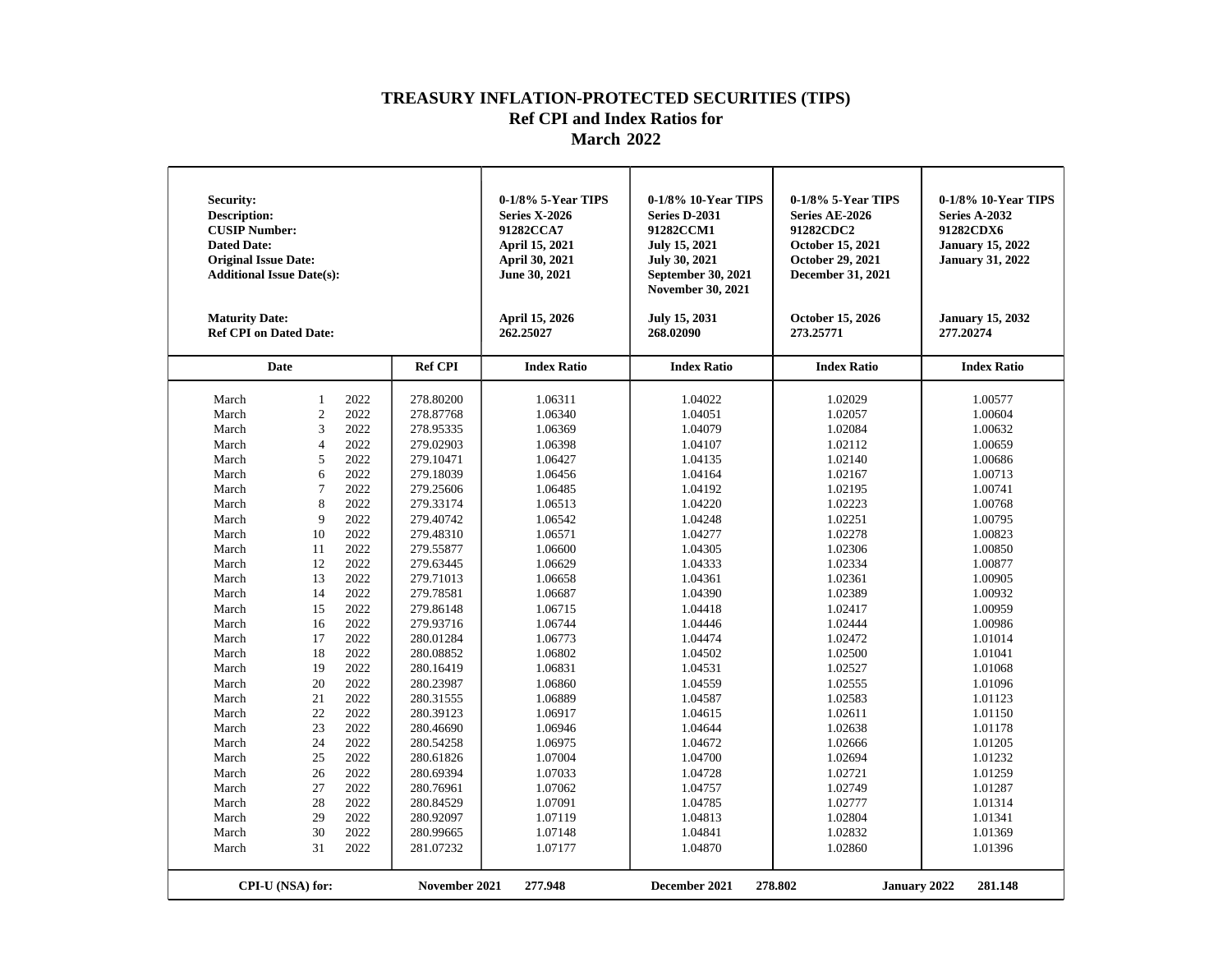# TREASURY INFLATION-PROTECTED SECURITIES (TIPS)
## Ref CPI and Index Ratios for
## March 2022

| Security: | | 0-1/8% 5-Year TIPS | 0-1/8% 10-Year TIPS | 0-1/8% 5-Year TIPS | 0-1/8% 10-Year TIPS |
|---|---|---|---|---|---|
| Description: | | Series X-2026 | Series D-2031 | Series AE-2026 | Series A-2032 |
| CUSIP Number: | | 91282CCA7 | 91282CCM1 | 91282CDC2 | 91282CDX6 |
| Dated Date: | | April 15, 2021 | July 15, 2021 | October 15, 2021 | January 15, 2022 |
| Original Issue Date: | | April 30, 2021 | July 30, 2021 | October 29, 2021 | January 31, 2022 |
| Additional Issue Date(s): | | June 30, 2021 | September 30, 2021<br>November 30, 2021 | December 31, 2021 | |
| Maturity Date: | | April 15, 2026 | July 15, 2031 | October 15, 2026 | January 15, 2032 |
| Ref CPI on Dated Date: | | 262.25027 | 268.02090 | 273.25771 | 277.20274 |
| **Date** | **Ref CPI** | **Index Ratio** | **Index Ratio** | **Index Ratio** | **Index Ratio** |
| March 1 2022 | 278.80200 | 1.06311 | 1.04022 | 1.02029 | 1.00577 |
| March 2 2022 | 278.87768 | 1.06340 | 1.04051 | 1.02057 | 1.00604 |
| March 3 2022 | 278.95335 | 1.06369 | 1.04079 | 1.02084 | 1.00632 |
| March 4 2022 | 279.02903 | 1.06398 | 1.04107 | 1.02112 | 1.00659 |
| March 5 2022 | 279.10471 | 1.06427 | 1.04135 | 1.02140 | 1.00686 |
| March 6 2022 | 279.18039 | 1.06456 | 1.04164 | 1.02167 | 1.00713 |
| March 7 2022 | 279.25606 | 1.06485 | 1.04192 | 1.02195 | 1.00741 |
| March 8 2022 | 279.33174 | 1.06513 | 1.04220 | 1.02223 | 1.00768 |
| March 9 2022 | 279.40742 | 1.06542 | 1.04248 | 1.02251 | 1.00795 |
| March 10 2022 | 279.48310 | 1.06571 | 1.04277 | 1.02278 | 1.00823 |
| March 11 2022 | 279.55877 | 1.06600 | 1.04305 | 1.02306 | 1.00850 |
| March 12 2022 | 279.63445 | 1.06629 | 1.04333 | 1.02334 | 1.00877 |
| March 13 2022 | 279.71013 | 1.06658 | 1.04361 | 1.02361 | 1.00905 |
| March 14 2022 | 279.78581 | 1.06687 | 1.04390 | 1.02389 | 1.00932 |
| March 15 2022 | 279.86148 | 1.06715 | 1.04418 | 1.02417 | 1.00959 |
| March 16 2022 | 279.93716 | 1.06744 | 1.04446 | 1.02444 | 1.00986 |
| March 17 2022 | 280.01284 | 1.06773 | 1.04474 | 1.02472 | 1.01014 |
| March 18 2022 | 280.08852 | 1.06802 | 1.04502 | 1.02500 | 1.01041 |
| March 19 2022 | 280.16419 | 1.06831 | 1.04531 | 1.02527 | 1.01068 |
| March 20 2022 | 280.23987 | 1.06860 | 1.04559 | 1.02555 | 1.01096 |
| March 21 2022 | 280.31555 | 1.06889 | 1.04587 | 1.02583 | 1.01123 |
| March 22 2022 | 280.39123 | 1.06917 | 1.04615 | 1.02611 | 1.01150 |
| March 23 2022 | 280.46690 | 1.06946 | 1.04644 | 1.02638 | 1.01178 |
| March 24 2022 | 280.54258 | 1.06975 | 1.04672 | 1.02666 | 1.01205 |
| March 25 2022 | 280.61826 | 1.07004 | 1.04700 | 1.02694 | 1.01232 |
| March 26 2022 | 280.69394 | 1.07033 | 1.04728 | 1.02721 | 1.01259 |
| March 27 2022 | 280.76961 | 1.07062 | 1.04757 | 1.02749 | 1.01287 |
| March 28 2022 | 280.84529 | 1.07091 | 1.04785 | 1.02777 | 1.01314 |
| March 29 2022 | 280.92097 | 1.07119 | 1.04813 | 1.02804 | 1.01341 |
| March 30 2022 | 280.99665 | 1.07148 | 1.04841 | 1.02832 | 1.01369 |
| March 31 2022 | 281.07232 | 1.07177 | 1.04870 | 1.02860 | 1.01396 |

**CPI-U (NSA) for:** November 2021 **277.948** December 2021 **278.802** January 2022 **281.148**